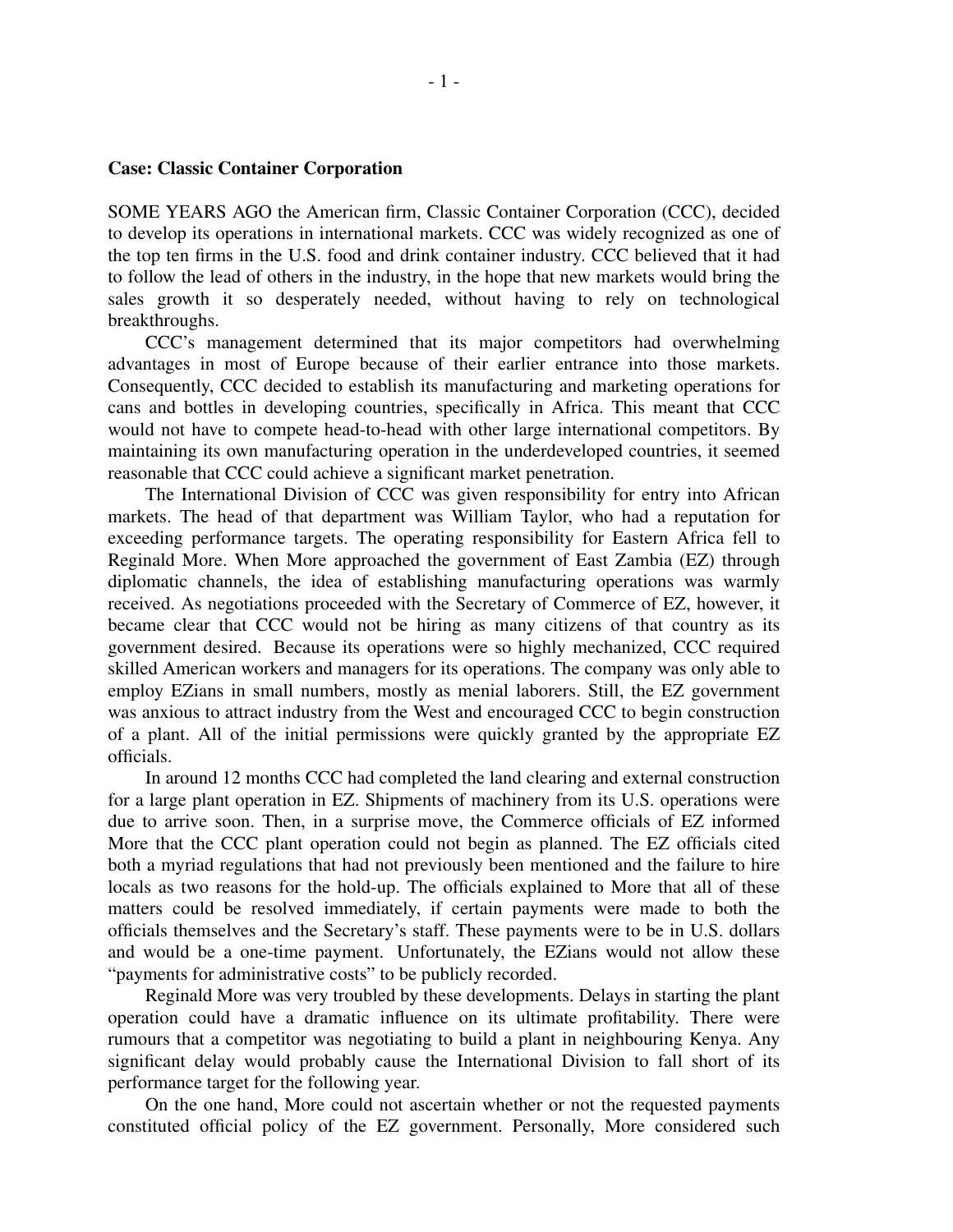**Case: Classic Container Corporation**

SOME YEARS AGO the American firm, Classic Container Corporation (CCC), decided to develop its operations in international markets. CCC was widely recognized as one of the top ten firms in the U.S. food and drink container industry. CCC believed that it had to follow the lead of others in the industry, in the hope that new markets would bring the sales growth it so desperately needed, without having to rely on technological breakthroughs.

CCC's management determined that its major competitors had overwhelming advantages in most of Europe because of their earlier entrance into those markets. Consequently, CCC decided to establish its manufacturing and marketing operations for cans and bottles in developing countries, specifically in Africa. This meant that CCC would not have to compete head-to-head with other large international competitors. By maintaining its own manufacturing operation in the underdeveloped countries, it seemed reasonable that CCC could achieve a significant market penetration.

The International Division of CCC was given responsibility for entry into African markets. The head of that department was William Taylor, who had a reputation for exceeding performance targets. The operating responsibility for Eastern Africa fell to Reginald More. When More approached the government of East Zambia (EZ) through diplomatic channels, the idea of establishing manufacturing operations was warmly received. As negotiations proceeded with the Secretary of Commerce of EZ, however, it became clear that CCC would not be hiring as many citizens of that country as its government desired. Because its operations were so highly mechanized, CCC required skilled American workers and managers for its operations. The company was only able to employ EZians in small numbers, mostly as menial laborers. Still, the EZ government was anxious to attract industry from the West and encouraged CCC to begin construction of a plant. All of the initial permissions were quickly granted by the appropriate EZ officials.

In around 12 months CCC had completed the land clearing and external construction for a large plant operation in EZ. Shipments of machinery from its U.S. operations were due to arrive soon. Then, in a surprise move, the Commerce officials of EZ informed More that the CCC plant operation could not begin as planned. The EZ officials cited both a myriad regulations that had not previously been mentioned and the failure to hire locals as two reasons for the hold-up. The officials explained to More that all of these matters could be resolved immediately, if certain payments were made to both the officials themselves and the Secretary's staff. These payments were to be in U.S. dollars and would be a one-time payment. Unfortunately, the EZians would not allow these "payments for administrative costs" to be publicly recorded.

Reginald More was very troubled by these developments. Delays in starting the plant operation could have a dramatic influence on its ultimate profitability. There were rumours that a competitor was negotiating to build a plant in neighbouring Kenya. Any significant delay would probably cause the International Division to fall short of its performance target for the following year.

On the one hand, More could not ascertain whether or not the requested payments constituted official policy of the EZ government. Personally, More considered such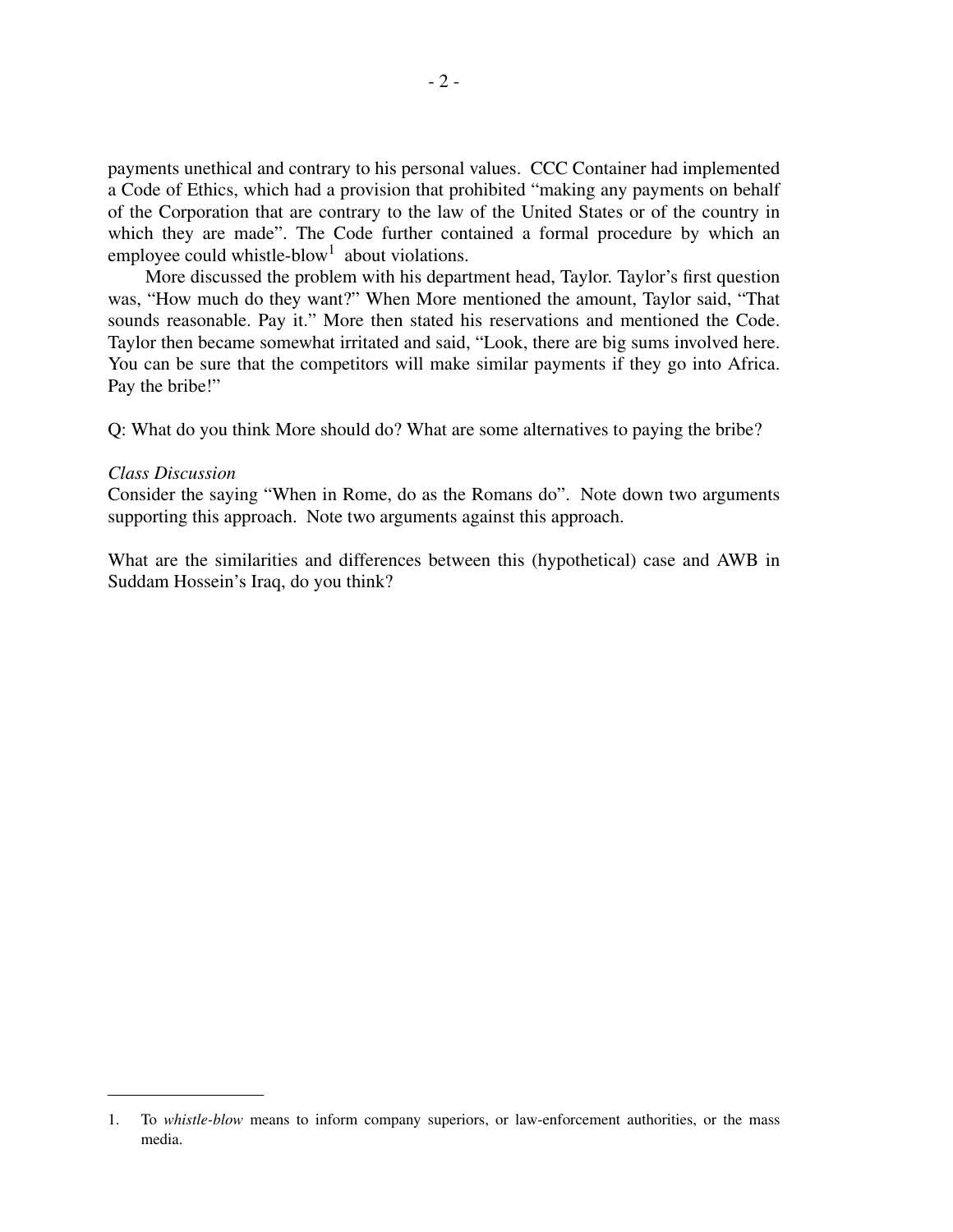payments unethical and contrary to his personal values. CCC Container had implemented a Code of Ethics, which had a provision that prohibited "making any payments on behalf of the Corporation that are contrary to the law of the United States or of the country in which they are made". The Code further contained a formal procedure by which an employee could whistle-blow[1] about violations.

More discussed the problem with his department head, Taylor. Taylor's first question was, "How much do they want?" When More mentioned the amount, Taylor said, "That sounds reasonable. Pay it." More then stated his reservations and mentioned the Code. Taylor then became somewhat irritated and said, "Look, there are big sums involved here. You can be sure that the competitors will make similar payments if they go into Africa. Pay the bribe!"

Q: What do you think More should do? What are some alternatives to paying the bribe?

*Class Discussion*

Consider the saying "When in Rome, do as the Romans do". Note down two arguments supporting this approach. Note two arguments against this approach.

What are the similarities and differences between this (hypothetical) case and AWB in Suddam Hossein's Iraq, do you think?

---

1. To *whistle-blow* means to inform company superiors, or law-enforcement authorities, or the mass media.